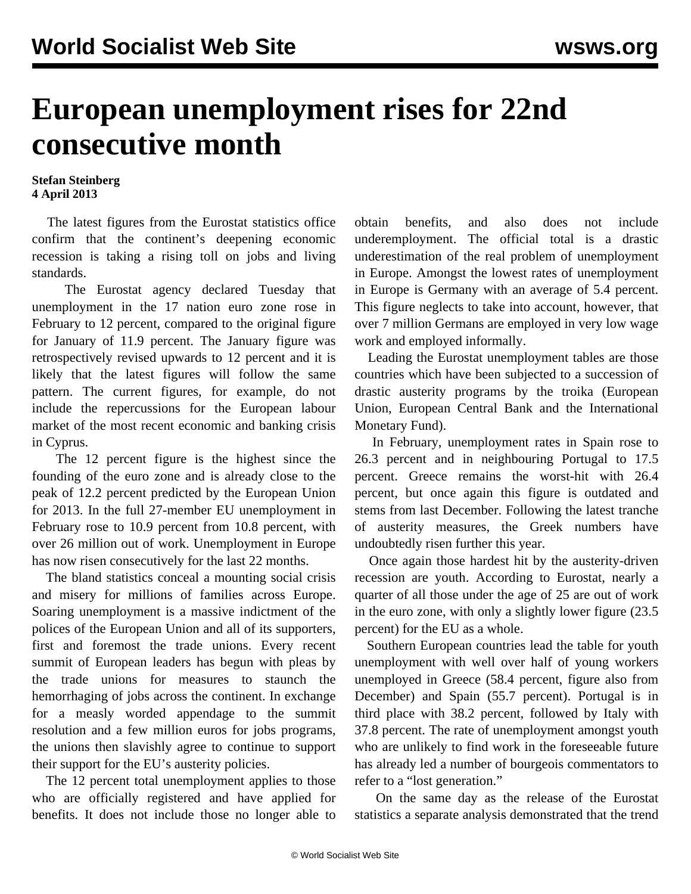# European unemployment rises for 22nd consecutive month

**Stefan Steinberg**
**4 April 2013**

The latest figures from the Eurostat statistics office confirm that the continent's deepening economic recession is taking a rising toll on jobs and living standards.

The Eurostat agency declared Tuesday that unemployment in the 17 nation euro zone rose in February to 12 percent, compared to the original figure for January of 11.9 percent. The January figure was retrospectively revised upwards to 12 percent and it is likely that the latest figures will follow the same pattern. The current figures, for example, do not include the repercussions for the European labour market of the most recent economic and banking crisis in Cyprus.

The 12 percent figure is the highest since the founding of the euro zone and is already close to the peak of 12.2 percent predicted by the European Union for 2013. In the full 27-member EU unemployment in February rose to 10.9 percent from 10.8 percent, with over 26 million out of work. Unemployment in Europe has now risen consecutively for the last 22 months.

The bland statistics conceal a mounting social crisis and misery for millions of families across Europe. Soaring unemployment is a massive indictment of the polices of the European Union and all of its supporters, first and foremost the trade unions. Every recent summit of European leaders has begun with pleas by the trade unions for measures to staunch the hemorrhaging of jobs across the continent. In exchange for a measly worded appendage to the summit resolution and a few million euros for jobs programs, the unions then slavishly agree to continue to support their support for the EU's austerity policies.

The 12 percent total unemployment applies to those who are officially registered and have applied for benefits. It does not include those no longer able to obtain benefits, and also does not include underemployment. The official total is a drastic underestimation of the real problem of unemployment in Europe. Amongst the lowest rates of unemployment in Europe is Germany with an average of 5.4 percent. This figure neglects to take into account, however, that over 7 million Germans are employed in very low wage work and employed informally.

Leading the Eurostat unemployment tables are those countries which have been subjected to a succession of drastic austerity programs by the troika (European Union, European Central Bank and the International Monetary Fund).

In February, unemployment rates in Spain rose to 26.3 percent and in neighbouring Portugal to 17.5 percent. Greece remains the worst-hit with 26.4 percent, but once again this figure is outdated and stems from last December. Following the latest tranche of austerity measures, the Greek numbers have undoubtedly risen further this year.

Once again those hardest hit by the austerity-driven recession are youth. According to Eurostat, nearly a quarter of all those under the age of 25 are out of work in the euro zone, with only a slightly lower figure (23.5 percent) for the EU as a whole.

Southern European countries lead the table for youth unemployment with well over half of young workers unemployed in Greece (58.4 percent, figure also from December) and Spain (55.7 percent). Portugal is in third place with 38.2 percent, followed by Italy with 37.8 percent. The rate of unemployment amongst youth who are unlikely to find work in the foreseeable future has already led a number of bourgeois commentators to refer to a "lost generation."

On the same day as the release of the Eurostat statistics a separate analysis demonstrated that the trend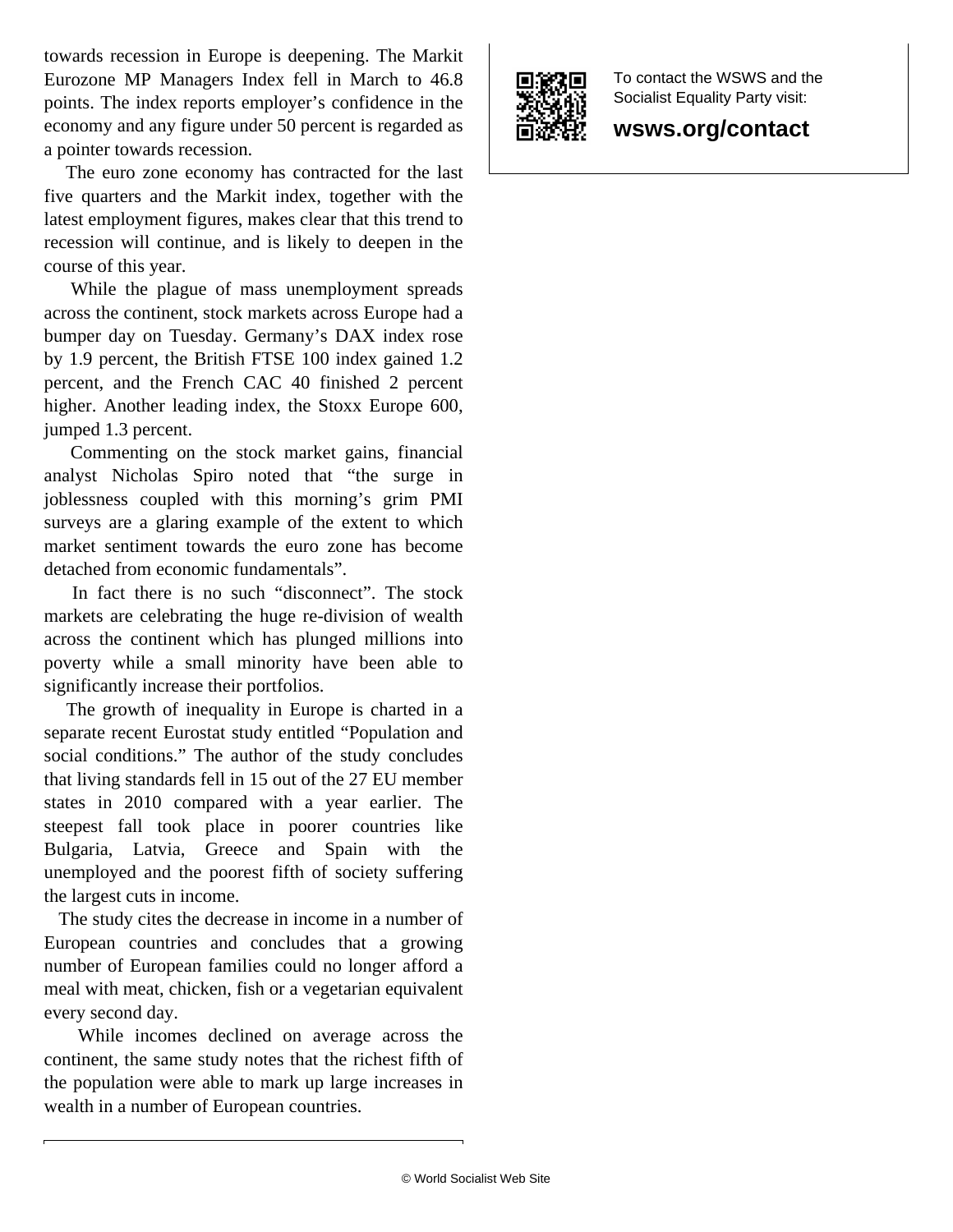towards recession in Europe is deepening. The Markit Eurozone MP Managers Index fell in March to 46.8 points. The index reports employer's confidence in the economy and any figure under 50 percent is regarded as a pointer towards recession.

The euro zone economy has contracted for the last five quarters and the Markit index, together with the latest employment figures, makes clear that this trend to recession will continue, and is likely to deepen in the course of this year.

While the plague of mass unemployment spreads across the continent, stock markets across Europe had a bumper day on Tuesday. Germany's DAX index rose by 1.9 percent, the British FTSE 100 index gained 1.2 percent, and the French CAC 40 finished 2 percent higher. Another leading index, the Stoxx Europe 600, jumped 1.3 percent.

Commenting on the stock market gains, financial analyst Nicholas Spiro noted that "the surge in joblessness coupled with this morning's grim PMI surveys are a glaring example of the extent to which market sentiment towards the euro zone has become detached from economic fundamentals".

In fact there is no such "disconnect". The stock markets are celebrating the huge re-division of wealth across the continent which has plunged millions into poverty while a small minority have been able to significantly increase their portfolios.

The growth of inequality in Europe is charted in a separate recent Eurostat study entitled "Population and social conditions." The author of the study concludes that living standards fell in 15 out of the 27 EU member states in 2010 compared with a year earlier. The steepest fall took place in poorer countries like Bulgaria, Latvia, Greece and Spain with the unemployed and the poorest fifth of society suffering the largest cuts in income.

The study cites the decrease in income in a number of European countries and concludes that a growing number of European families could no longer afford a meal with meat, chicken, fish or a vegetarian equivalent every second day.

While incomes declined on average across the continent, the same study notes that the richest fifth of the population were able to mark up large increases in wealth in a number of European countries.

To contact the WSWS and the Socialist Equality Party visit:

**wsws.org/contact**